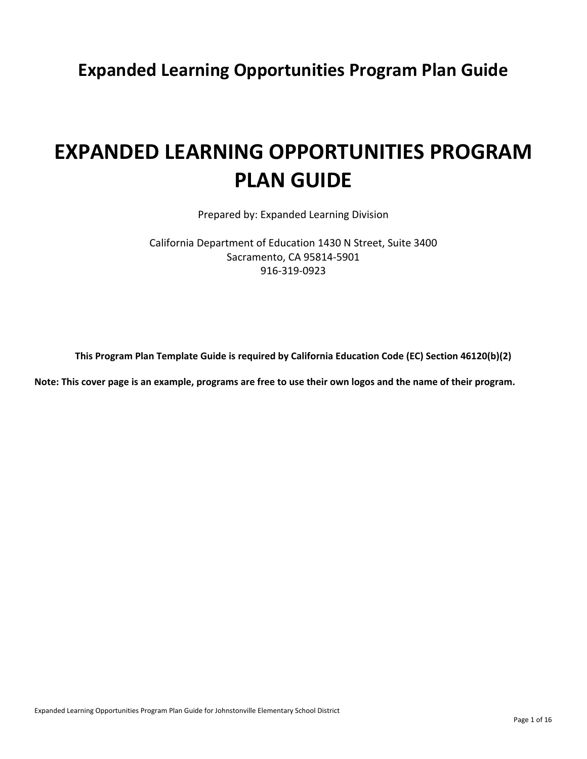# Expanded Learning Opportunities Program Plan Guide

# EXPANDED LEARNING OPPORTUNITIES PROGRAM PLAN GUIDE

Prepared by: Expanded Learning Division

California Department of Education 1430 N Street, Suite 3400
Sacramento, CA 95814-5901
916-319-0923

**This Program Plan Template Guide is required by California Education Code (EC) Section 46120(b)(2)**

**Note: This cover page is an example, programs are free to use their own logos and the name of their program.**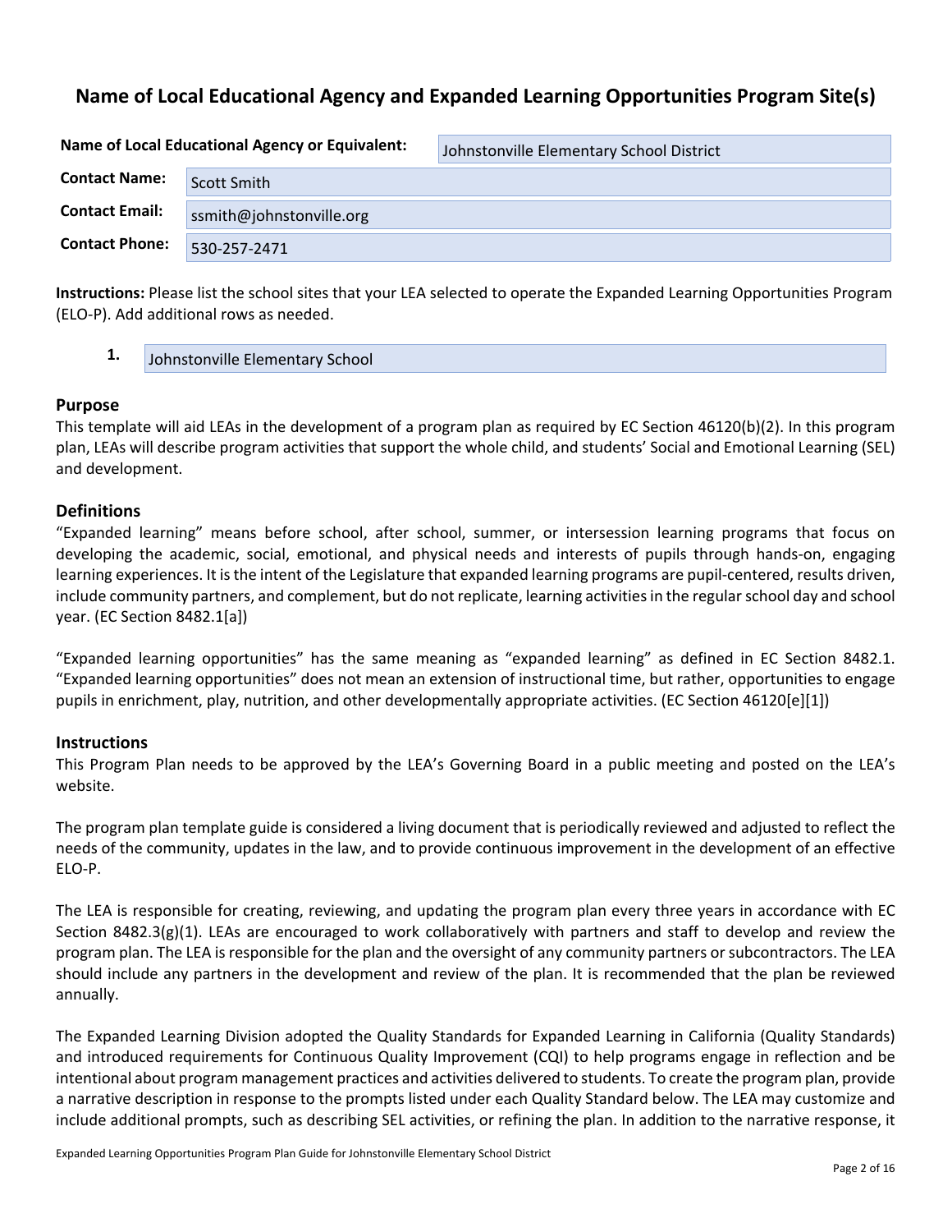# Name of Local Educational Agency and Expanded Learning Opportunities Program Site(s)

| | |
|---|---|
| **Name of Local Educational Agency or Equivalent:** | Johnstonville Elementary School District |
| **Contact Name:** | Scott Smith |
| **Contact Email:** | ssmith@johnstonville.org |
| **Contact Phone:** | 530-257-2471 |

**Instructions:** Please list the school sites that your LEA selected to operate the Expanded Learning Opportunities Program (ELO-P). Add additional rows as needed.

1. Johnstonville Elementary School

## Purpose

This template will aid LEAs in the development of a program plan as required by EC Section 46120(b)(2). In this program plan, LEAs will describe program activities that support the whole child, and students' Social and Emotional Learning (SEL) and development.

## Definitions

"Expanded learning" means before school, after school, summer, or intersession learning programs that focus on developing the academic, social, emotional, and physical needs and interests of pupils through hands-on, engaging learning experiences. It is the intent of the Legislature that expanded learning programs are pupil-centered, results driven, include community partners, and complement, but do not replicate, learning activities in the regular school day and school year. (EC Section 8482.1[a])

"Expanded learning opportunities" has the same meaning as "expanded learning" as defined in EC Section 8482.1. "Expanded learning opportunities" does not mean an extension of instructional time, but rather, opportunities to engage pupils in enrichment, play, nutrition, and other developmentally appropriate activities. (EC Section 46120[e][1])

## Instructions

This Program Plan needs to be approved by the LEA's Governing Board in a public meeting and posted on the LEA's website.

The program plan template guide is considered a living document that is periodically reviewed and adjusted to reflect the needs of the community, updates in the law, and to provide continuous improvement in the development of an effective ELO-P.

The LEA is responsible for creating, reviewing, and updating the program plan every three years in accordance with EC Section 8482.3(g)(1). LEAs are encouraged to work collaboratively with partners and staff to develop and review the program plan. The LEA is responsible for the plan and the oversight of any community partners or subcontractors. The LEA should include any partners in the development and review of the plan. It is recommended that the plan be reviewed annually.

The Expanded Learning Division adopted the Quality Standards for Expanded Learning in California (Quality Standards) and introduced requirements for Continuous Quality Improvement (CQI) to help programs engage in reflection and be intentional about program management practices and activities delivered to students. To create the program plan, provide a narrative description in response to the prompts listed under each Quality Standard below. The LEA may customize and include additional prompts, such as describing SEL activities, or refining the plan. In addition to the narrative response, it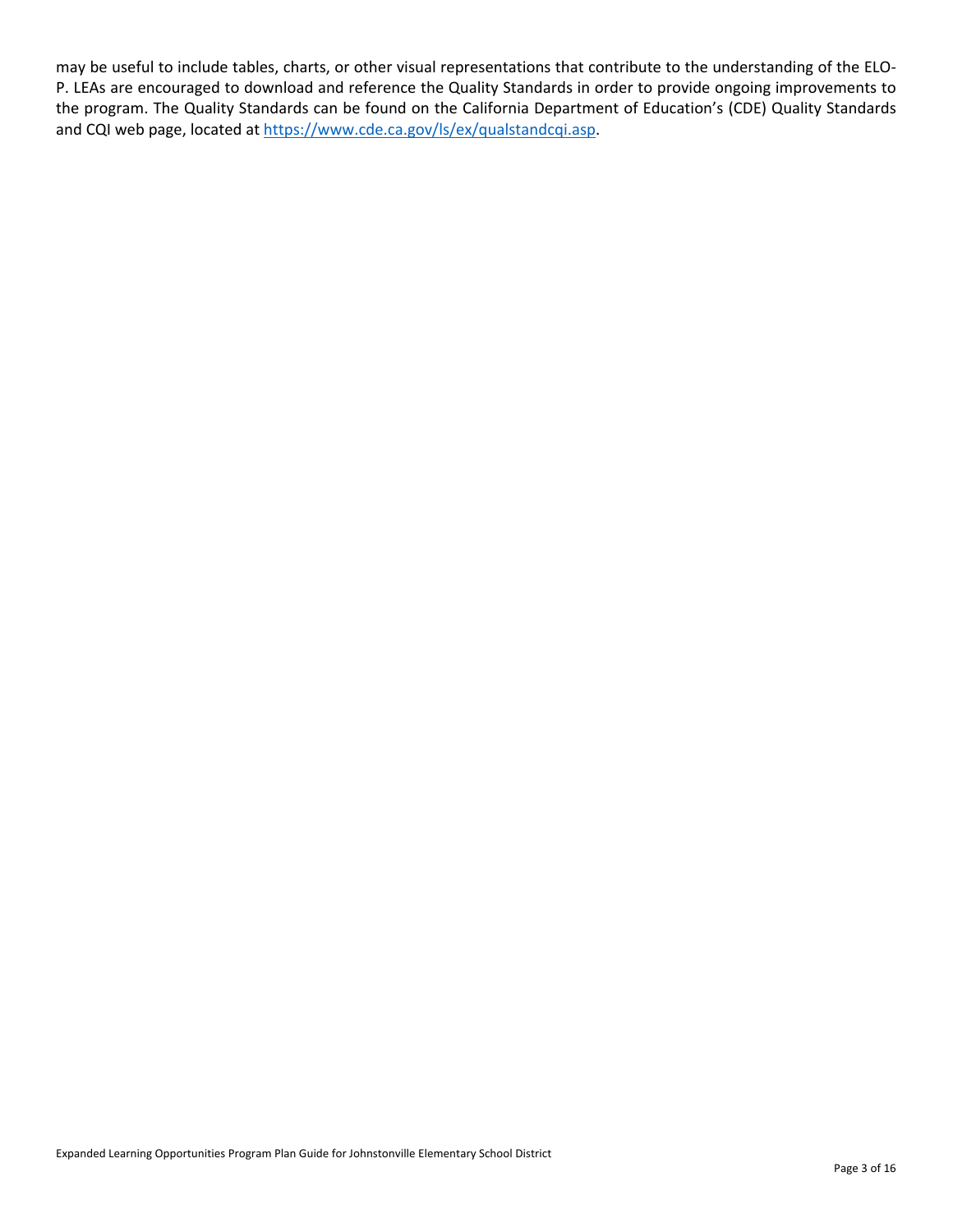may be useful to include tables, charts, or other visual representations that contribute to the understanding of the ELO-P. LEAs are encouraged to download and reference the Quality Standards in order to provide ongoing improvements to the program. The Quality Standards can be found on the California Department of Education's (CDE) Quality Standards and CQI web page, located at [https://www.cde.ca.gov/ls/ex/qualstandcqi.asp](https://www.cde.ca.gov/ls/ex/qualstandcqi.asp).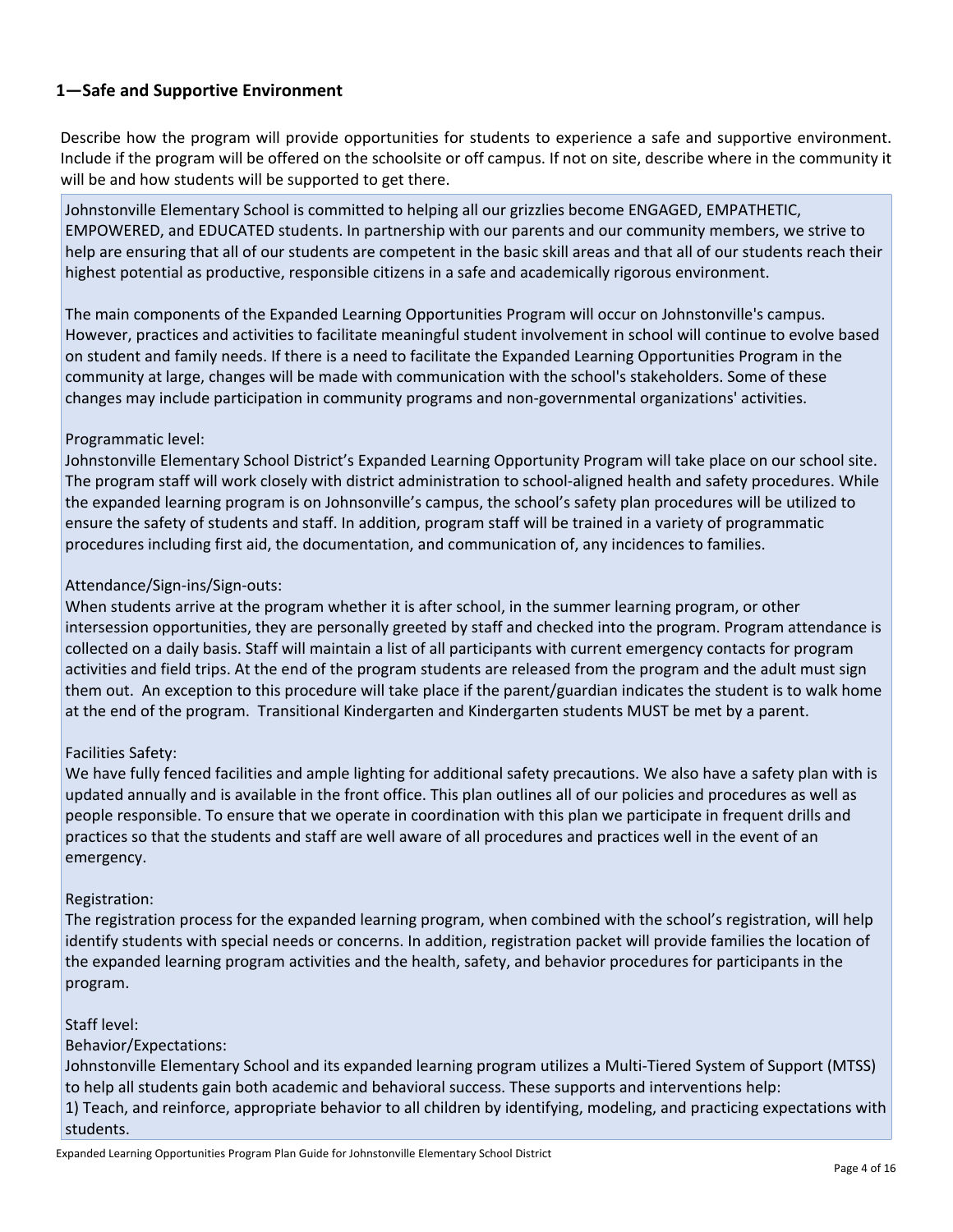## 1—Safe and Supportive Environment

Describe how the program will provide opportunities for students to experience a safe and supportive environment. Include if the program will be offered on the schoolsite or off campus. If not on site, describe where in the community it will be and how students will be supported to get there.

Johnstonville Elementary School is committed to helping all our grizzlies become ENGAGED, EMPATHETIC, EMPOWERED, and EDUCATED students. In partnership with our parents and our community members, we strive to help are ensuring that all of our students are competent in the basic skill areas and that all of our students reach their highest potential as productive, responsible citizens in a safe and academically rigorous environment.

The main components of the Expanded Learning Opportunities Program will occur on Johnstonville's campus. However, practices and activities to facilitate meaningful student involvement in school will continue to evolve based on student and family needs. If there is a need to facilitate the Expanded Learning Opportunities Program in the community at large, changes will be made with communication with the school's stakeholders. Some of these changes may include participation in community programs and non-governmental organizations' activities.

Programmatic level:
Johnstonville Elementary School District's Expanded Learning Opportunity Program will take place on our school site. The program staff will work closely with district administration to school-aligned health and safety procedures. While the expanded learning program is on Johnsonville's campus, the school's safety plan procedures will be utilized to ensure the safety of students and staff. In addition, program staff will be trained in a variety of programmatic procedures including first aid, the documentation, and communication of, any incidences to families.

Attendance/Sign-ins/Sign-outs:
When students arrive at the program whether it is after school, in the summer learning program, or other intersession opportunities, they are personally greeted by staff and checked into the program. Program attendance is collected on a daily basis. Staff will maintain a list of all participants with current emergency contacts for program activities and field trips. At the end of the program students are released from the program and the adult must sign them out. An exception to this procedure will take place if the parent/guardian indicates the student is to walk home at the end of the program. Transitional Kindergarten and Kindergarten students MUST be met by a parent.

Facilities Safety:
We have fully fenced facilities and ample lighting for additional safety precautions. We also have a safety plan with is updated annually and is available in the front office. This plan outlines all of our policies and procedures as well as people responsible. To ensure that we operate in coordination with this plan we participate in frequent drills and practices so that the students and staff are well aware of all procedures and practices well in the event of an emergency.

Registration:
The registration process for the expanded learning program, when combined with the school's registration, will help identify students with special needs or concerns. In addition, registration packet will provide families the location of the expanded learning program activities and the health, safety, and behavior procedures for participants in the program.

Staff level:
Behavior/Expectations:
Johnstonville Elementary School and its expanded learning program utilizes a Multi-Tiered System of Support (MTSS) to help all students gain both academic and behavioral success. These supports and interventions help:
1) Teach, and reinforce, appropriate behavior to all children by identifying, modeling, and practicing expectations with students.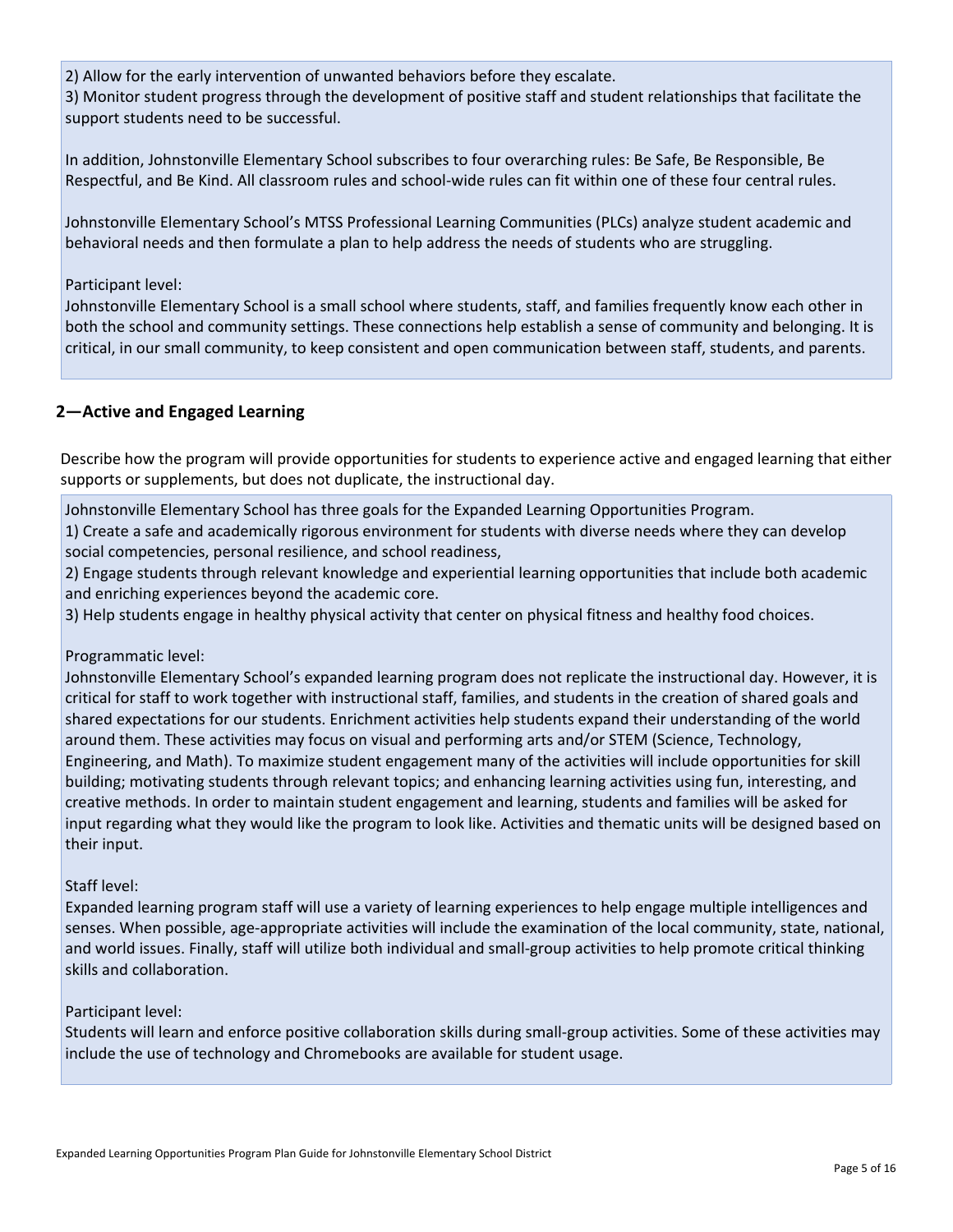2) Allow for the early intervention of unwanted behaviors before they escalate.
3) Monitor student progress through the development of positive staff and student relationships that facilitate the support students need to be successful.

In addition, Johnstonville Elementary School subscribes to four overarching rules: Be Safe, Be Responsible, Be Respectful, and Be Kind. All classroom rules and school-wide rules can fit within one of these four central rules.

Johnstonville Elementary School's MTSS Professional Learning Communities (PLCs) analyze student academic and behavioral needs and then formulate a plan to help address the needs of students who are struggling.

Participant level:
Johnstonville Elementary School is a small school where students, staff, and families frequently know each other in both the school and community settings. These connections help establish a sense of community and belonging. It is critical, in our small community, to keep consistent and open communication between staff, students, and parents.

## 2—Active and Engaged Learning

Describe how the program will provide opportunities for students to experience active and engaged learning that either supports or supplements, but does not duplicate, the instructional day.

Johnstonville Elementary School has three goals for the Expanded Learning Opportunities Program.
1) Create a safe and academically rigorous environment for students with diverse needs where they can develop social competencies, personal resilience, and school readiness,
2) Engage students through relevant knowledge and experiential learning opportunities that include both academic and enriching experiences beyond the academic core.
3) Help students engage in healthy physical activity that center on physical fitness and healthy food choices.

Programmatic level:
Johnstonville Elementary School's expanded learning program does not replicate the instructional day. However, it is critical for staff to work together with instructional staff, families, and students in the creation of shared goals and shared expectations for our students. Enrichment activities help students expand their understanding of the world around them. These activities may focus on visual and performing arts and/or STEM (Science, Technology, Engineering, and Math). To maximize student engagement many of the activities will include opportunities for skill building; motivating students through relevant topics; and enhancing learning activities using fun, interesting, and creative methods. In order to maintain student engagement and learning, students and families will be asked for input regarding what they would like the program to look like. Activities and thematic units will be designed based on their input.

Staff level:
Expanded learning program staff will use a variety of learning experiences to help engage multiple intelligences and senses. When possible, age-appropriate activities will include the examination of the local community, state, national, and world issues. Finally, staff will utilize both individual and small-group activities to help promote critical thinking skills and collaboration.

Participant level:
Students will learn and enforce positive collaboration skills during small-group activities. Some of these activities may include the use of technology and Chromebooks are available for student usage.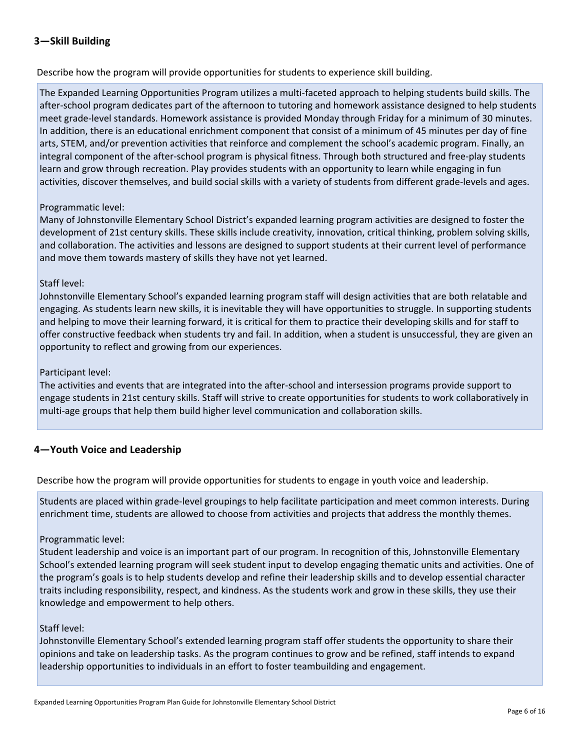## 3—Skill Building

Describe how the program will provide opportunities for students to experience skill building.

The Expanded Learning Opportunities Program utilizes a multi-faceted approach to helping students build skills. The after-school program dedicates part of the afternoon to tutoring and homework assistance designed to help students meet grade-level standards. Homework assistance is provided Monday through Friday for a minimum of 30 minutes. In addition, there is an educational enrichment component that consist of a minimum of 45 minutes per day of fine arts, STEM, and/or prevention activities that reinforce and complement the school's academic program. Finally, an integral component of the after-school program is physical fitness. Through both structured and free-play students learn and grow through recreation. Play provides students with an opportunity to learn while engaging in fun activities, discover themselves, and build social skills with a variety of students from different grade-levels and ages.

Programmatic level:
Many of Johnstonville Elementary School District's expanded learning program activities are designed to foster the development of 21st century skills. These skills include creativity, innovation, critical thinking, problem solving skills, and collaboration. The activities and lessons are designed to support students at their current level of performance and move them towards mastery of skills they have not yet learned.

Staff level:
Johnstonville Elementary School's expanded learning program staff will design activities that are both relatable and engaging. As students learn new skills, it is inevitable they will have opportunities to struggle. In supporting students and helping to move their learning forward, it is critical for them to practice their developing skills and for staff to offer constructive feedback when students try and fail. In addition, when a student is unsuccessful, they are given an opportunity to reflect and growing from our experiences.

Participant level:
The activities and events that are integrated into the after-school and intersession programs provide support to engage students in 21st century skills. Staff will strive to create opportunities for students to work collaboratively in multi-age groups that help them build higher level communication and collaboration skills.

## 4—Youth Voice and Leadership

Describe how the program will provide opportunities for students to engage in youth voice and leadership.

Students are placed within grade-level groupings to help facilitate participation and meet common interests. During enrichment time, students are allowed to choose from activities and projects that address the monthly themes.

Programmatic level:
Student leadership and voice is an important part of our program. In recognition of this, Johnstonville Elementary School's extended learning program will seek student input to develop engaging thematic units and activities. One of the program's goals is to help students develop and refine their leadership skills and to develop essential character traits including responsibility, respect, and kindness. As the students work and grow in these skills, they use their knowledge and empowerment to help others.

Staff level:
Johnstonville Elementary School's extended learning program staff offer students the opportunity to share their opinions and take on leadership tasks. As the program continues to grow and be refined, staff intends to expand leadership opportunities to individuals in an effort to foster teambuilding and engagement.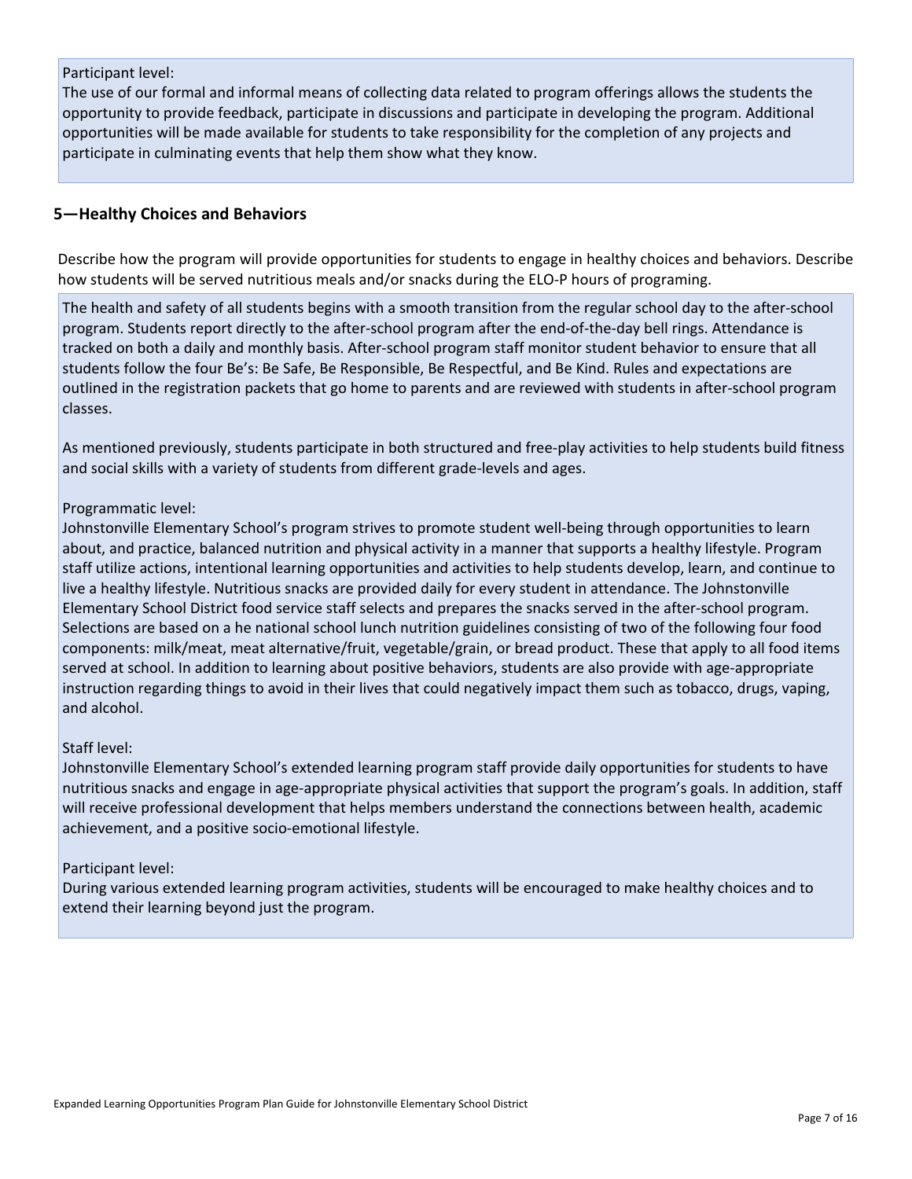Participant level:
The use of our formal and informal means of collecting data related to program offerings allows the students the opportunity to provide feedback, participate in discussions and participate in developing the program. Additional opportunities will be made available for students to take responsibility for the completion of any projects and participate in culminating events that help them show what they know.

## 5—Healthy Choices and Behaviors

Describe how the program will provide opportunities for students to engage in healthy choices and behaviors. Describe how students will be served nutritious meals and/or snacks during the ELO-P hours of programing.

The health and safety of all students begins with a smooth transition from the regular school day to the after-school program. Students report directly to the after-school program after the end-of-the-day bell rings. Attendance is tracked on both a daily and monthly basis. After-school program staff monitor student behavior to ensure that all students follow the four Be's: Be Safe, Be Responsible, Be Respectful, and Be Kind. Rules and expectations are outlined in the registration packets that go home to parents and are reviewed with students in after-school program classes.

As mentioned previously, students participate in both structured and free-play activities to help students build fitness and social skills with a variety of students from different grade-levels and ages.

Programmatic level:
Johnstonville Elementary School's program strives to promote student well-being through opportunities to learn about, and practice, balanced nutrition and physical activity in a manner that supports a healthy lifestyle. Program staff utilize actions, intentional learning opportunities and activities to help students develop, learn, and continue to live a healthy lifestyle. Nutritious snacks are provided daily for every student in attendance. The Johnstonville Elementary School District food service staff selects and prepares the snacks served in the after-school program. Selections are based on a he national school lunch nutrition guidelines consisting of two of the following four food components: milk/meat, meat alternative/fruit, vegetable/grain, or bread product. These that apply to all food items served at school. In addition to learning about positive behaviors, students are also provide with age-appropriate instruction regarding things to avoid in their lives that could negatively impact them such as tobacco, drugs, vaping, and alcohol.

Staff level:
Johnstonville Elementary School's extended learning program staff provide daily opportunities for students to have nutritious snacks and engage in age-appropriate physical activities that support the program's goals. In addition, staff will receive professional development that helps members understand the connections between health, academic achievement, and a positive socio-emotional lifestyle.

Participant level:
During various extended learning program activities, students will be encouraged to make healthy choices and to extend their learning beyond just the program.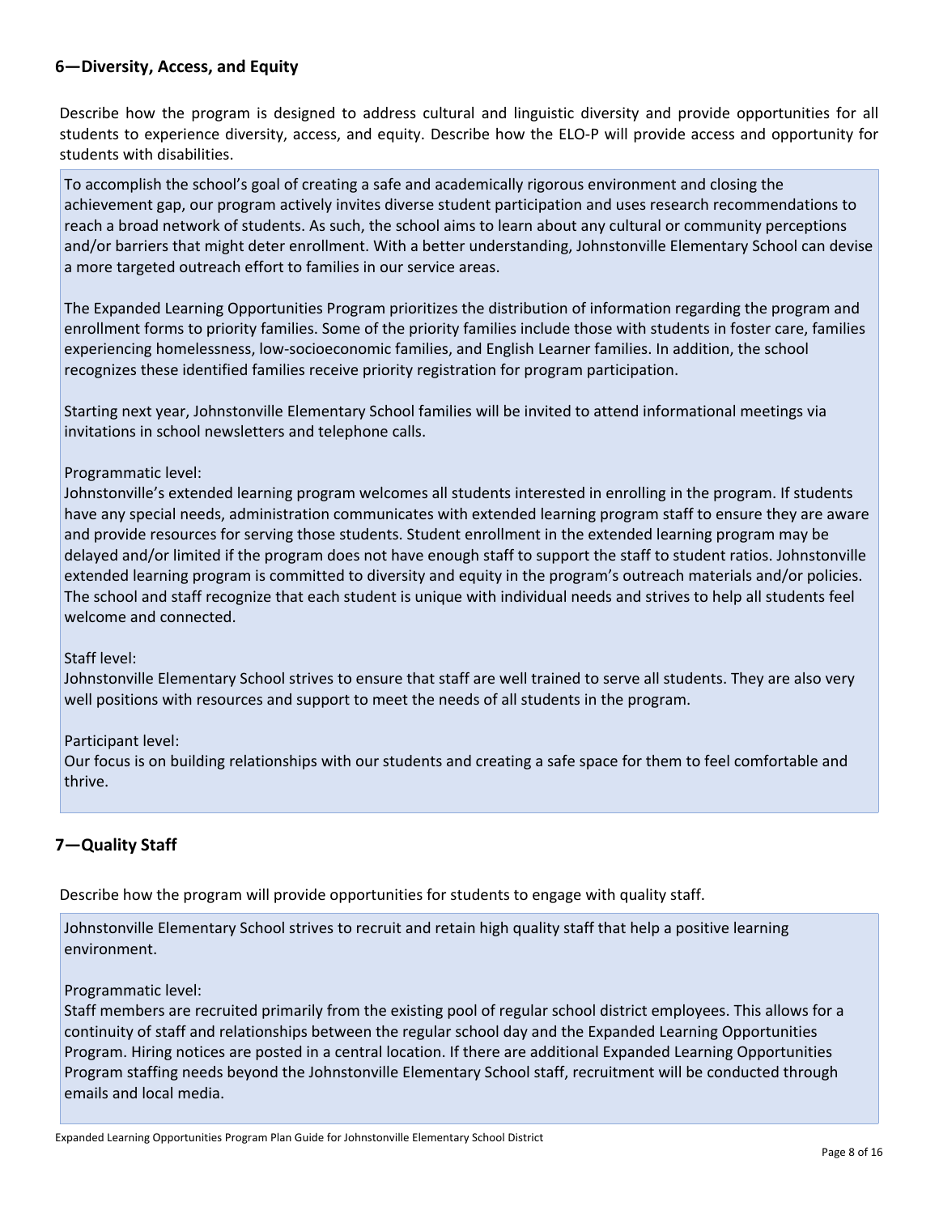## 6—Diversity, Access, and Equity

Describe how the program is designed to address cultural and linguistic diversity and provide opportunities for all students to experience diversity, access, and equity. Describe how the ELO-P will provide access and opportunity for students with disabilities.

To accomplish the school's goal of creating a safe and academically rigorous environment and closing the achievement gap, our program actively invites diverse student participation and uses research recommendations to reach a broad network of students. As such, the school aims to learn about any cultural or community perceptions and/or barriers that might deter enrollment. With a better understanding, Johnstonville Elementary School can devise a more targeted outreach effort to families in our service areas.

The Expanded Learning Opportunities Program prioritizes the distribution of information regarding the program and enrollment forms to priority families. Some of the priority families include those with students in foster care, families experiencing homelessness, low-socioeconomic families, and English Learner families. In addition, the school recognizes these identified families receive priority registration for program participation.

Starting next year, Johnstonville Elementary School families will be invited to attend informational meetings via invitations in school newsletters and telephone calls.

Programmatic level:
Johnstonville's extended learning program welcomes all students interested in enrolling in the program. If students have any special needs, administration communicates with extended learning program staff to ensure they are aware and provide resources for serving those students. Student enrollment in the extended learning program may be delayed and/or limited if the program does not have enough staff to support the staff to student ratios. Johnstonville extended learning program is committed to diversity and equity in the program's outreach materials and/or policies. The school and staff recognize that each student is unique with individual needs and strives to help all students feel welcome and connected.

Staff level:
Johnstonville Elementary School strives to ensure that staff are well trained to serve all students. They are also very well positions with resources and support to meet the needs of all students in the program.

Participant level:
Our focus is on building relationships with our students and creating a safe space for them to feel comfortable and thrive.

## 7—Quality Staff

Describe how the program will provide opportunities for students to engage with quality staff.

Johnstonville Elementary School strives to recruit and retain high quality staff that help a positive learning environment.

Programmatic level:
Staff members are recruited primarily from the existing pool of regular school district employees. This allows for a continuity of staff and relationships between the regular school day and the Expanded Learning Opportunities Program. Hiring notices are posted in a central location. If there are additional Expanded Learning Opportunities Program staffing needs beyond the Johnstonville Elementary School staff, recruitment will be conducted through emails and local media.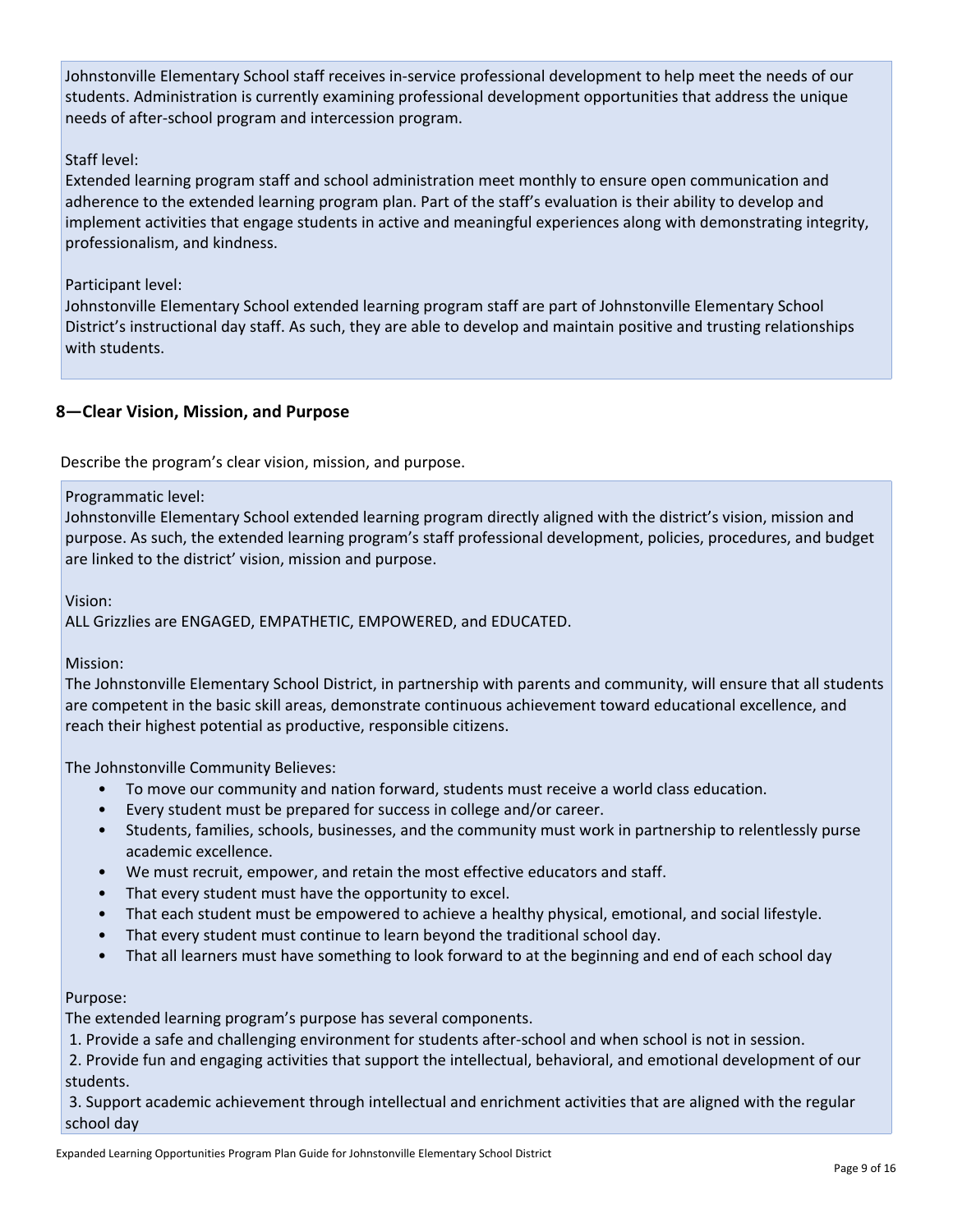Johnstonville Elementary School staff receives in-service professional development to help meet the needs of our students. Administration is currently examining professional development opportunities that address the unique needs of after-school program and intercession program.

Staff level:
Extended learning program staff and school administration meet monthly to ensure open communication and adherence to the extended learning program plan. Part of the staff's evaluation is their ability to develop and implement activities that engage students in active and meaningful experiences along with demonstrating integrity, professionalism, and kindness.

Participant level:
Johnstonville Elementary School extended learning program staff are part of Johnstonville Elementary School District's instructional day staff. As such, they are able to develop and maintain positive and trusting relationships with students.

## 8—Clear Vision, Mission, and Purpose

Describe the program's clear vision, mission, and purpose.

Programmatic level:
Johnstonville Elementary School extended learning program directly aligned with the district's vision, mission and purpose. As such, the extended learning program's staff professional development, policies, procedures, and budget are linked to the district' vision, mission and purpose.

Vision:
ALL Grizzlies are ENGAGED, EMPATHETIC, EMPOWERED, and EDUCATED.

Mission:
The Johnstonville Elementary School District, in partnership with parents and community, will ensure that all students are competent in the basic skill areas, demonstrate continuous achievement toward educational excellence, and reach their highest potential as productive, responsible citizens.

The Johnstonville Community Believes:

- To move our community and nation forward, students must receive a world class education.
- Every student must be prepared for success in college and/or career.
- Students, families, schools, businesses, and the community must work in partnership to relentlessly purse academic excellence.
- We must recruit, empower, and retain the most effective educators and staff.
- That every student must have the opportunity to excel.
- That each student must be empowered to achieve a healthy physical, emotional, and social lifestyle.
- That every student must continue to learn beyond the traditional school day.
- That all learners must have something to look forward to at the beginning and end of each school day

Purpose:
The extended learning program's purpose has several components.

1. Provide a safe and challenging environment for students after-school and when school is not in session.
2. Provide fun and engaging activities that support the intellectual, behavioral, and emotional development of our students.
3. Support academic achievement through intellectual and enrichment activities that are aligned with the regular school day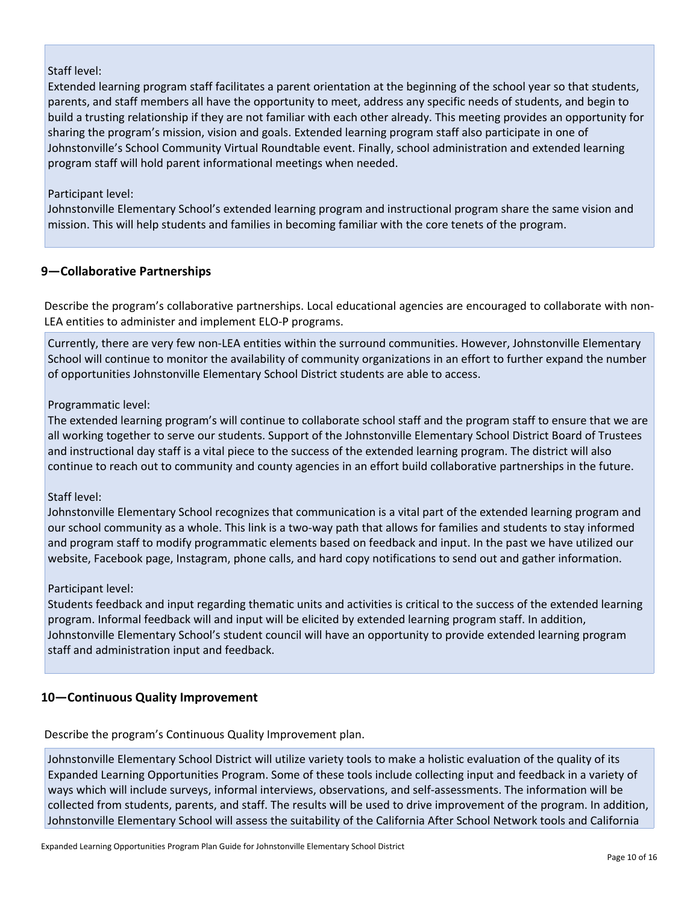Staff level:
Extended learning program staff facilitates a parent orientation at the beginning of the school year so that students, parents, and staff members all have the opportunity to meet, address any specific needs of students, and begin to build a trusting relationship if they are not familiar with each other already. This meeting provides an opportunity for sharing the program's mission, vision and goals. Extended learning program staff also participate in one of Johnstonville's School Community Virtual Roundtable event. Finally, school administration and extended learning program staff will hold parent informational meetings when needed.

Participant level:
Johnstonville Elementary School's extended learning program and instructional program share the same vision and mission. This will help students and families in becoming familiar with the core tenets of the program.

## 9—Collaborative Partnerships

Describe the program's collaborative partnerships. Local educational agencies are encouraged to collaborate with non-LEA entities to administer and implement ELO-P programs.

Currently, there are very few non-LEA entities within the surround communities. However, Johnstonville Elementary School will continue to monitor the availability of community organizations in an effort to further expand the number of opportunities Johnstonville Elementary School District students are able to access.

Programmatic level:
The extended learning program's will continue to collaborate school staff and the program staff to ensure that we are all working together to serve our students. Support of the Johnstonville Elementary School District Board of Trustees and instructional day staff is a vital piece to the success of the extended learning program. The district will also continue to reach out to community and county agencies in an effort build collaborative partnerships in the future.

Staff level:
Johnstonville Elementary School recognizes that communication is a vital part of the extended learning program and our school community as a whole. This link is a two-way path that allows for families and students to stay informed and program staff to modify programmatic elements based on feedback and input. In the past we have utilized our website, Facebook page, Instagram, phone calls, and hard copy notifications to send out and gather information.

Participant level:
Students feedback and input regarding thematic units and activities is critical to the success of the extended learning program. Informal feedback will and input will be elicited by extended learning program staff. In addition, Johnstonville Elementary School's student council will have an opportunity to provide extended learning program staff and administration input and feedback.

## 10—Continuous Quality Improvement

Describe the program's Continuous Quality Improvement plan.

Johnstonville Elementary School District will utilize variety tools to make a holistic evaluation of the quality of its Expanded Learning Opportunities Program. Some of these tools include collecting input and feedback in a variety of ways which will include surveys, informal interviews, observations, and self-assessments. The information will be collected from students, parents, and staff. The results will be used to drive improvement of the program. In addition, Johnstonville Elementary School will assess the suitability of the California After School Network tools and California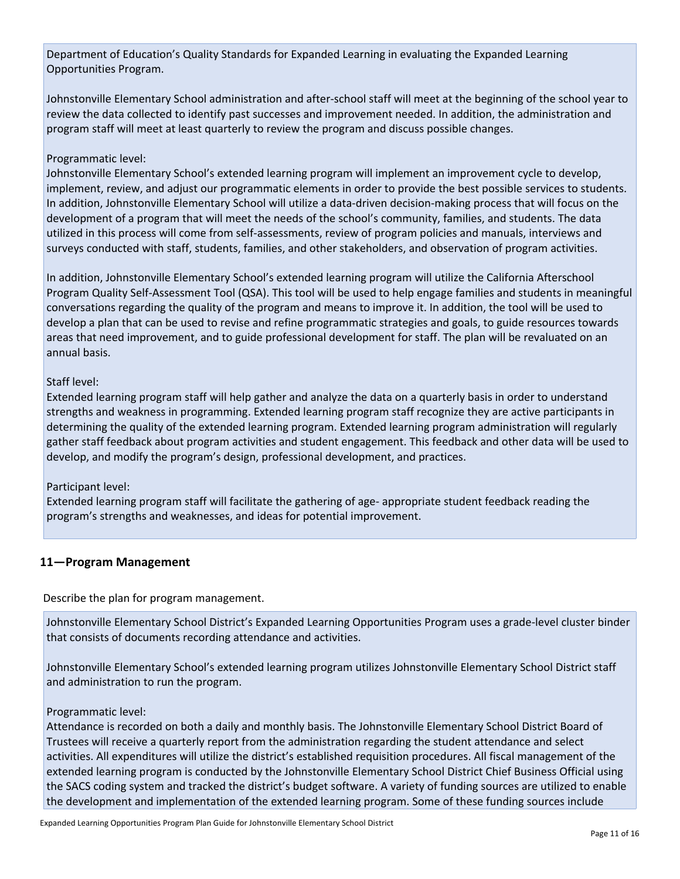Department of Education's Quality Standards for Expanded Learning in evaluating the Expanded Learning Opportunities Program.

Johnstonville Elementary School administration and after-school staff will meet at the beginning of the school year to review the data collected to identify past successes and improvement needed. In addition, the administration and program staff will meet at least quarterly to review the program and discuss possible changes.

Programmatic level:
Johnstonville Elementary School's extended learning program will implement an improvement cycle to develop, implement, review, and adjust our programmatic elements in order to provide the best possible services to students. In addition, Johnstonville Elementary School will utilize a data-driven decision-making process that will focus on the development of a program that will meet the needs of the school's community, families, and students. The data utilized in this process will come from self-assessments, review of program policies and manuals, interviews and surveys conducted with staff, students, families, and other stakeholders, and observation of program activities.

In addition, Johnstonville Elementary School's extended learning program will utilize the California Afterschool Program Quality Self-Assessment Tool (QSA). This tool will be used to help engage families and students in meaningful conversations regarding the quality of the program and means to improve it. In addition, the tool will be used to develop a plan that can be used to revise and refine programmatic strategies and goals, to guide resources towards areas that need improvement, and to guide professional development for staff. The plan will be revaluated on an annual basis.

Staff level:
Extended learning program staff will help gather and analyze the data on a quarterly basis in order to understand strengths and weakness in programming. Extended learning program staff recognize they are active participants in determining the quality of the extended learning program. Extended learning program administration will regularly gather staff feedback about program activities and student engagement. This feedback and other data will be used to develop, and modify the program's design, professional development, and practices.

Participant level:
Extended learning program staff will facilitate the gathering of age- appropriate student feedback reading the program's strengths and weaknesses, and ideas for potential improvement.

## 11—Program Management

Describe the plan for program management.

Johnstonville Elementary School District's Expanded Learning Opportunities Program uses a grade-level cluster binder that consists of documents recording attendance and activities.

Johnstonville Elementary School's extended learning program utilizes Johnstonville Elementary School District staff and administration to run the program.

Programmatic level:
Attendance is recorded on both a daily and monthly basis. The Johnstonville Elementary School District Board of Trustees will receive a quarterly report from the administration regarding the student attendance and select activities. All expenditures will utilize the district's established requisition procedures. All fiscal management of the extended learning program is conducted by the Johnstonville Elementary School District Chief Business Official using the SACS coding system and tracked the district's budget software. A variety of funding sources are utilized to enable the development and implementation of the extended learning program. Some of these funding sources include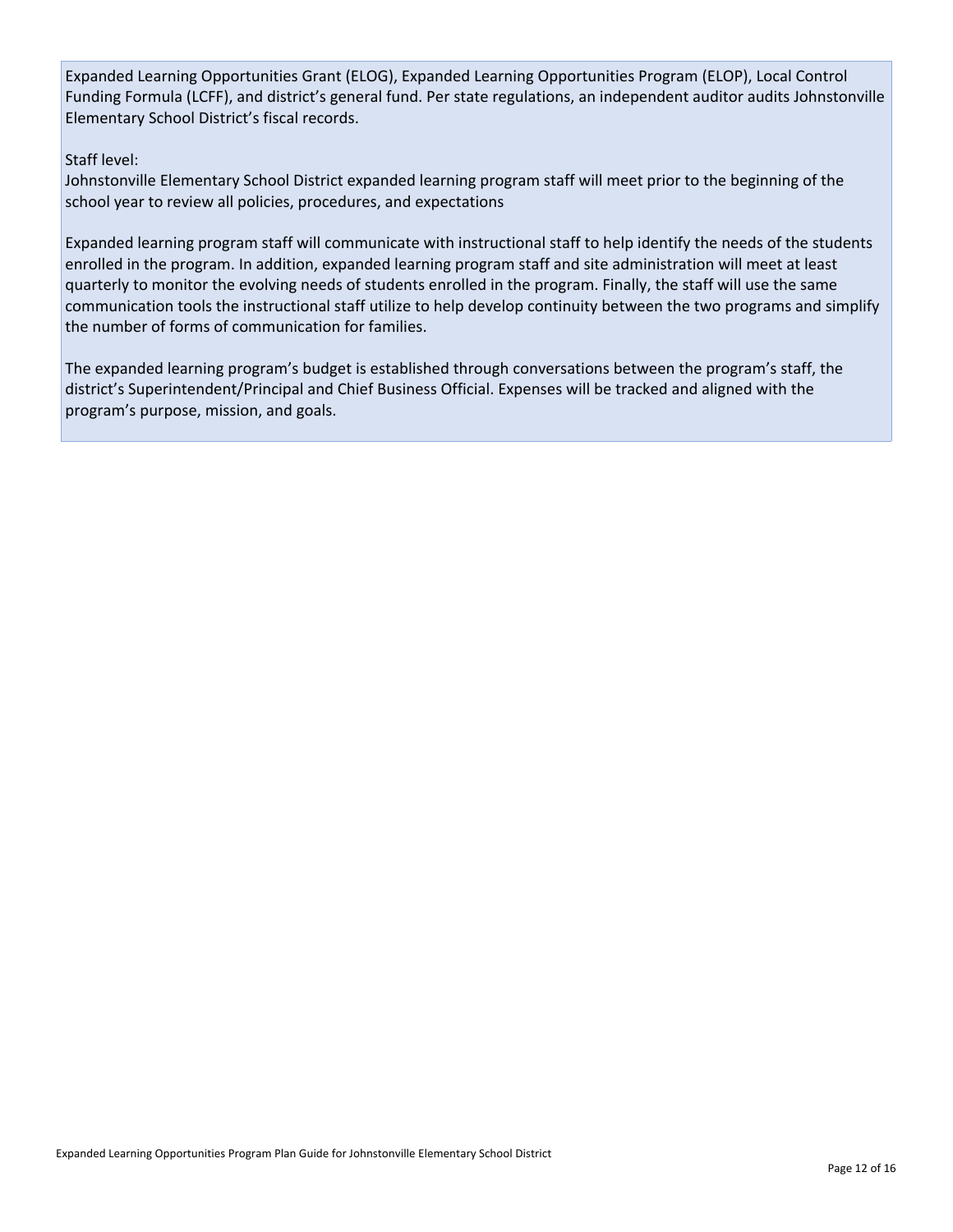Expanded Learning Opportunities Grant (ELOG), Expanded Learning Opportunities Program (ELOP), Local Control Funding Formula (LCFF), and district's general fund. Per state regulations, an independent auditor audits Johnstonville Elementary School District's fiscal records.

Staff level:
Johnstonville Elementary School District expanded learning program staff will meet prior to the beginning of the school year to review all policies, procedures, and expectations

Expanded learning program staff will communicate with instructional staff to help identify the needs of the students enrolled in the program. In addition, expanded learning program staff and site administration will meet at least quarterly to monitor the evolving needs of students enrolled in the program. Finally, the staff will use the same communication tools the instructional staff utilize to help develop continuity between the two programs and simplify the number of forms of communication for families.

The expanded learning program's budget is established through conversations between the program's staff, the district's Superintendent/Principal and Chief Business Official. Expenses will be tracked and aligned with the program's purpose, mission, and goals.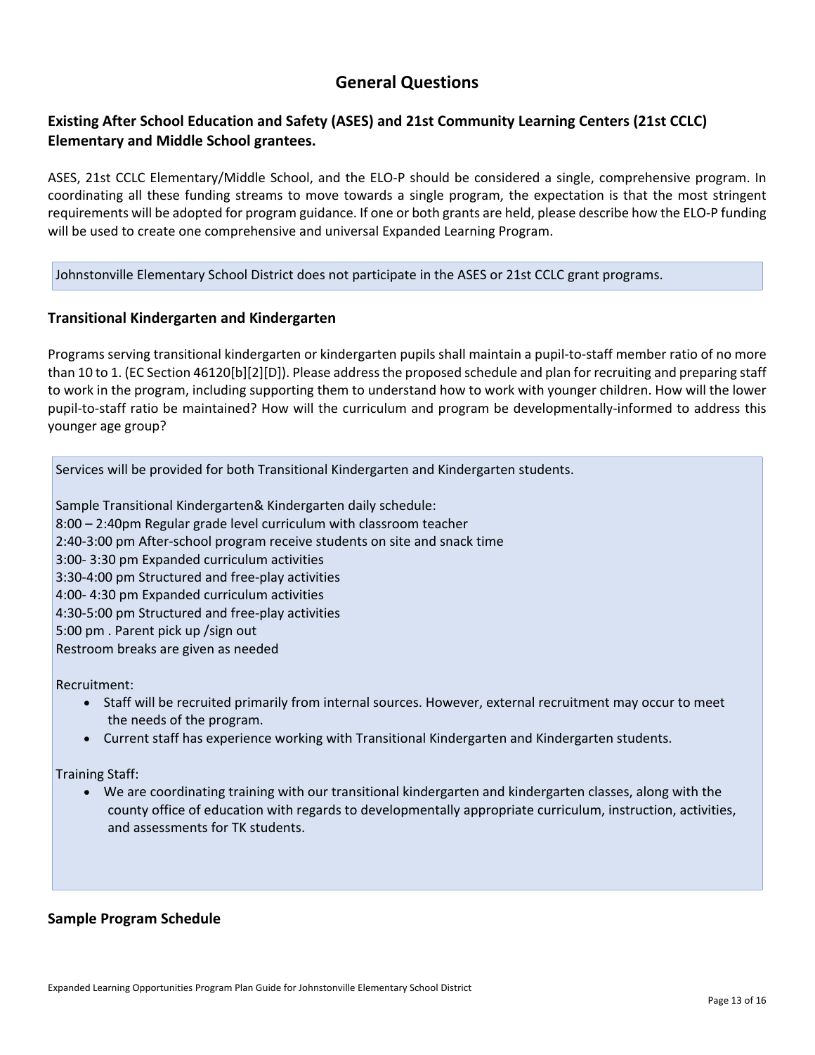# General Questions

## Existing After School Education and Safety (ASES) and 21st Community Learning Centers (21st CCLC) Elementary and Middle School grantees.

ASES, 21st CCLC Elementary/Middle School, and the ELO-P should be considered a single, comprehensive program. In coordinating all these funding streams to move towards a single program, the expectation is that the most stringent requirements will be adopted for program guidance. If one or both grants are held, please describe how the ELO-P funding will be used to create one comprehensive and universal Expanded Learning Program.

Johnstonville Elementary School District does not participate in the ASES or 21st CCLC grant programs.

## Transitional Kindergarten and Kindergarten

Programs serving transitional kindergarten or kindergarten pupils shall maintain a pupil-to-staff member ratio of no more than 10 to 1. (EC Section 46120[b][2][D]). Please address the proposed schedule and plan for recruiting and preparing staff to work in the program, including supporting them to understand how to work with younger children. How will the lower pupil-to-staff ratio be maintained? How will the curriculum and program be developmentally-informed to address this younger age group?

Services will be provided for both Transitional Kindergarten and Kindergarten students.

Sample Transitional Kindergarten& Kindergarten daily schedule:
8:00 – 2:40pm Regular grade level curriculum with classroom teacher
2:40-3:00 pm After-school program receive students on site and snack time
3:00- 3:30 pm Expanded curriculum activities
3:30-4:00 pm Structured and free-play activities
4:00- 4:30 pm Expanded curriculum activities
4:30-5:00 pm Structured and free-play activities
5:00 pm . Parent pick up /sign out
Restroom breaks are given as needed

Recruitment:

- Staff will be recruited primarily from internal sources. However, external recruitment may occur to meet the needs of the program.
- Current staff has experience working with Transitional Kindergarten and Kindergarten students.

Training Staff:

- We are coordinating training with our transitional kindergarten and kindergarten classes, along with the county office of education with regards to developmentally appropriate curriculum, instruction, activities, and assessments for TK students.

## Sample Program Schedule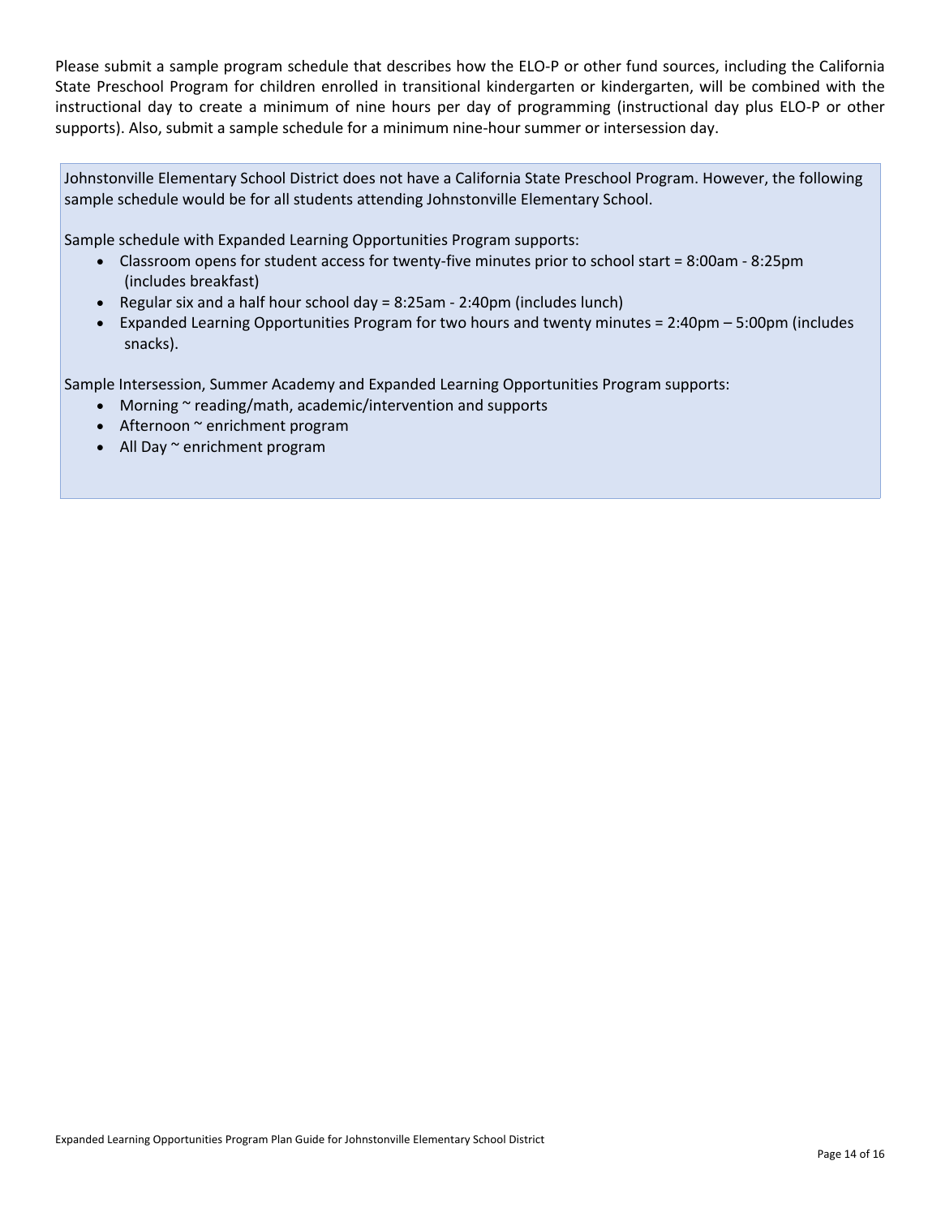Please submit a sample program schedule that describes how the ELO-P or other fund sources, including the California State Preschool Program for children enrolled in transitional kindergarten or kindergarten, will be combined with the instructional day to create a minimum of nine hours per day of programming (instructional day plus ELO-P or other supports). Also, submit a sample schedule for a minimum nine-hour summer or intersession day.

Johnstonville Elementary School District does not have a California State Preschool Program. However, the following sample schedule would be for all students attending Johnstonville Elementary School.

Sample schedule with Expanded Learning Opportunities Program supports:

- Classroom opens for student access for twenty-five minutes prior to school start = 8:00am - 8:25pm (includes breakfast)
- Regular six and a half hour school day = 8:25am - 2:40pm (includes lunch)
- Expanded Learning Opportunities Program for two hours and twenty minutes = 2:40pm – 5:00pm (includes snacks).

Sample Intersession, Summer Academy and Expanded Learning Opportunities Program supports:

- Morning ~ reading/math, academic/intervention and supports
- Afternoon ~ enrichment program
- All Day ~ enrichment program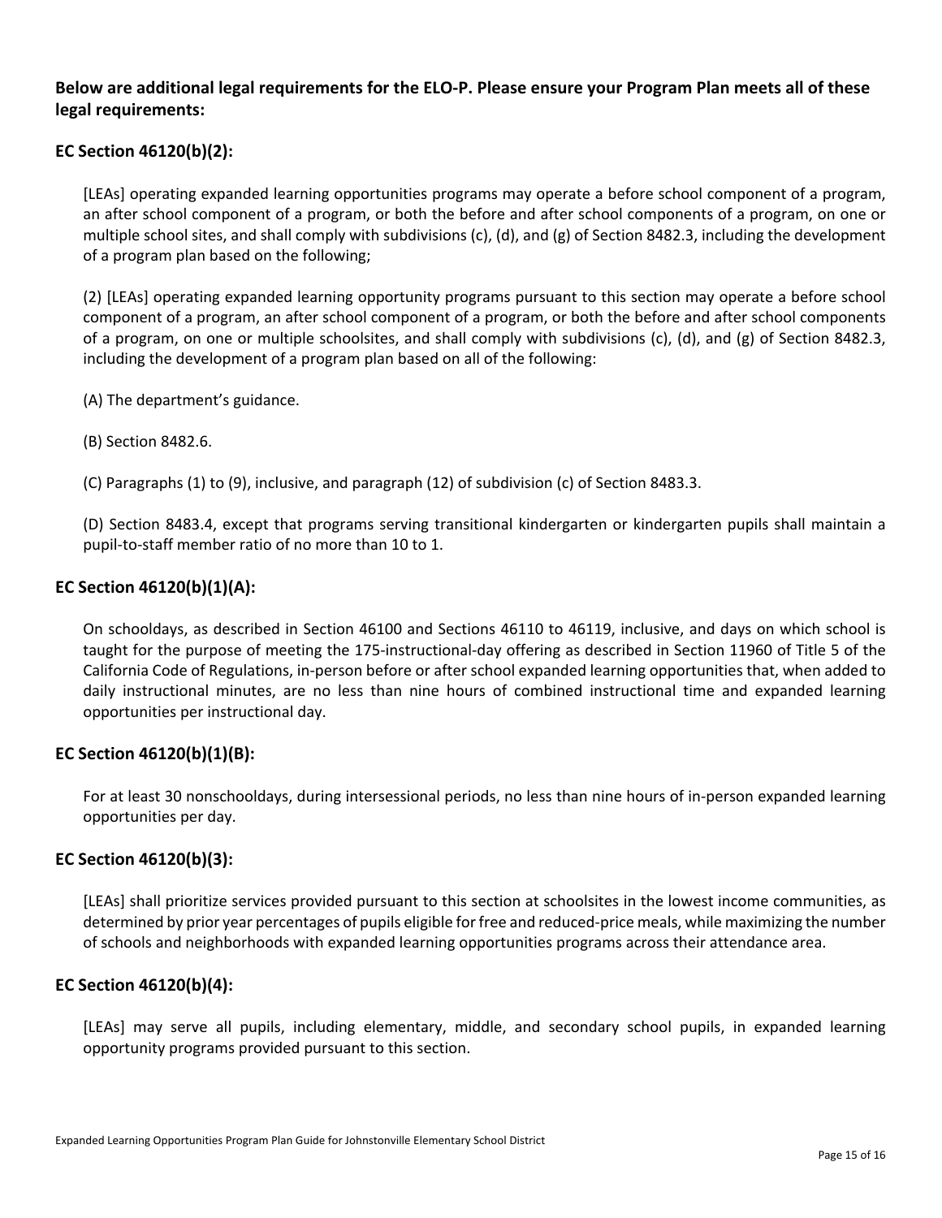**Below are additional legal requirements for the ELO-P. Please ensure your Program Plan meets all of these legal requirements:**

### EC Section 46120(b)(2):

[LEAs] operating expanded learning opportunities programs may operate a before school component of a program, an after school component of a program, or both the before and after school components of a program, on one or multiple school sites, and shall comply with subdivisions (c), (d), and (g) of Section 8482.3, including the development of a program plan based on the following;

(2) [LEAs] operating expanded learning opportunity programs pursuant to this section may operate a before school component of a program, an after school component of a program, or both the before and after school components of a program, on one or multiple schoolsites, and shall comply with subdivisions (c), (d), and (g) of Section 8482.3, including the development of a program plan based on all of the following:

(A) The department's guidance.

(B) Section 8482.6.

(C) Paragraphs (1) to (9), inclusive, and paragraph (12) of subdivision (c) of Section 8483.3.

(D) Section 8483.4, except that programs serving transitional kindergarten or kindergarten pupils shall maintain a pupil-to-staff member ratio of no more than 10 to 1.

### EC Section 46120(b)(1)(A):

On schooldays, as described in Section 46100 and Sections 46110 to 46119, inclusive, and days on which school is taught for the purpose of meeting the 175-instructional-day offering as described in Section 11960 of Title 5 of the California Code of Regulations, in-person before or after school expanded learning opportunities that, when added to daily instructional minutes, are no less than nine hours of combined instructional time and expanded learning opportunities per instructional day.

### EC Section 46120(b)(1)(B):

For at least 30 nonschooldays, during intersessional periods, no less than nine hours of in-person expanded learning opportunities per day.

### EC Section 46120(b)(3):

[LEAs] shall prioritize services provided pursuant to this section at schoolsites in the lowest income communities, as determined by prior year percentages of pupils eligible for free and reduced-price meals, while maximizing the number of schools and neighborhoods with expanded learning opportunities programs across their attendance area.

### EC Section 46120(b)(4):

[LEAs] may serve all pupils, including elementary, middle, and secondary school pupils, in expanded learning opportunity programs provided pursuant to this section.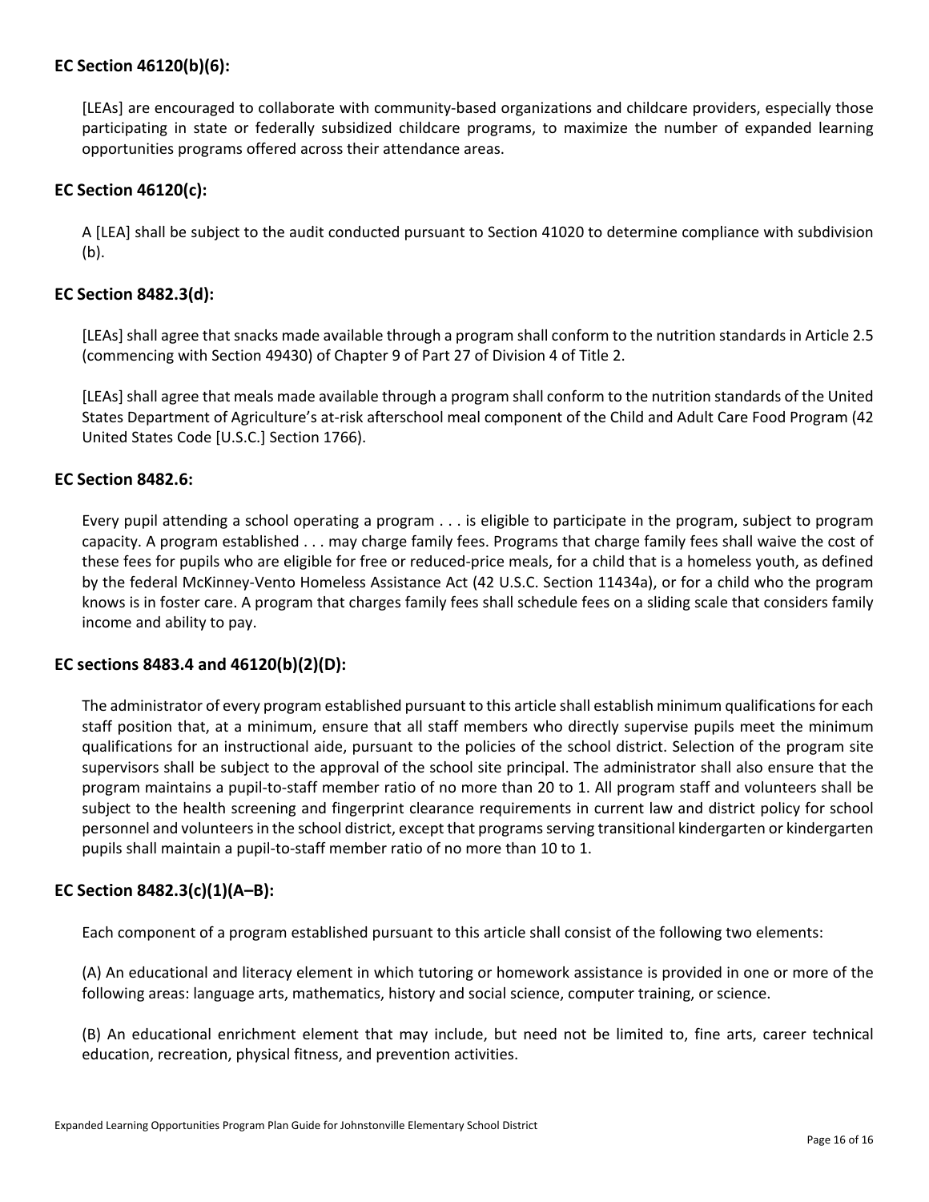### EC Section 46120(b)(6):

[LEAs] are encouraged to collaborate with community-based organizations and childcare providers, especially those participating in state or federally subsidized childcare programs, to maximize the number of expanded learning opportunities programs offered across their attendance areas.

### EC Section 46120(c):

A [LEA] shall be subject to the audit conducted pursuant to Section 41020 to determine compliance with subdivision (b).

### EC Section 8482.3(d):

[LEAs] shall agree that snacks made available through a program shall conform to the nutrition standards in Article 2.5 (commencing with Section 49430) of Chapter 9 of Part 27 of Division 4 of Title 2.

[LEAs] shall agree that meals made available through a program shall conform to the nutrition standards of the United States Department of Agriculture's at-risk afterschool meal component of the Child and Adult Care Food Program (42 United States Code [U.S.C.] Section 1766).

### EC Section 8482.6:

Every pupil attending a school operating a program . . . is eligible to participate in the program, subject to program capacity. A program established . . . may charge family fees. Programs that charge family fees shall waive the cost of these fees for pupils who are eligible for free or reduced-price meals, for a child that is a homeless youth, as defined by the federal McKinney-Vento Homeless Assistance Act (42 U.S.C. Section 11434a), or for a child who the program knows is in foster care. A program that charges family fees shall schedule fees on a sliding scale that considers family income and ability to pay.

### EC sections 8483.4 and 46120(b)(2)(D):

The administrator of every program established pursuant to this article shall establish minimum qualifications for each staff position that, at a minimum, ensure that all staff members who directly supervise pupils meet the minimum qualifications for an instructional aide, pursuant to the policies of the school district. Selection of the program site supervisors shall be subject to the approval of the school site principal. The administrator shall also ensure that the program maintains a pupil-to-staff member ratio of no more than 20 to 1. All program staff and volunteers shall be subject to the health screening and fingerprint clearance requirements in current law and district policy for school personnel and volunteers in the school district, except that programs serving transitional kindergarten or kindergarten pupils shall maintain a pupil-to-staff member ratio of no more than 10 to 1.

### EC Section 8482.3(c)(1)(A–B):

Each component of a program established pursuant to this article shall consist of the following two elements:

(A) An educational and literacy element in which tutoring or homework assistance is provided in one or more of the following areas: language arts, mathematics, history and social science, computer training, or science.

(B) An educational enrichment element that may include, but need not be limited to, fine arts, career technical education, recreation, physical fitness, and prevention activities.